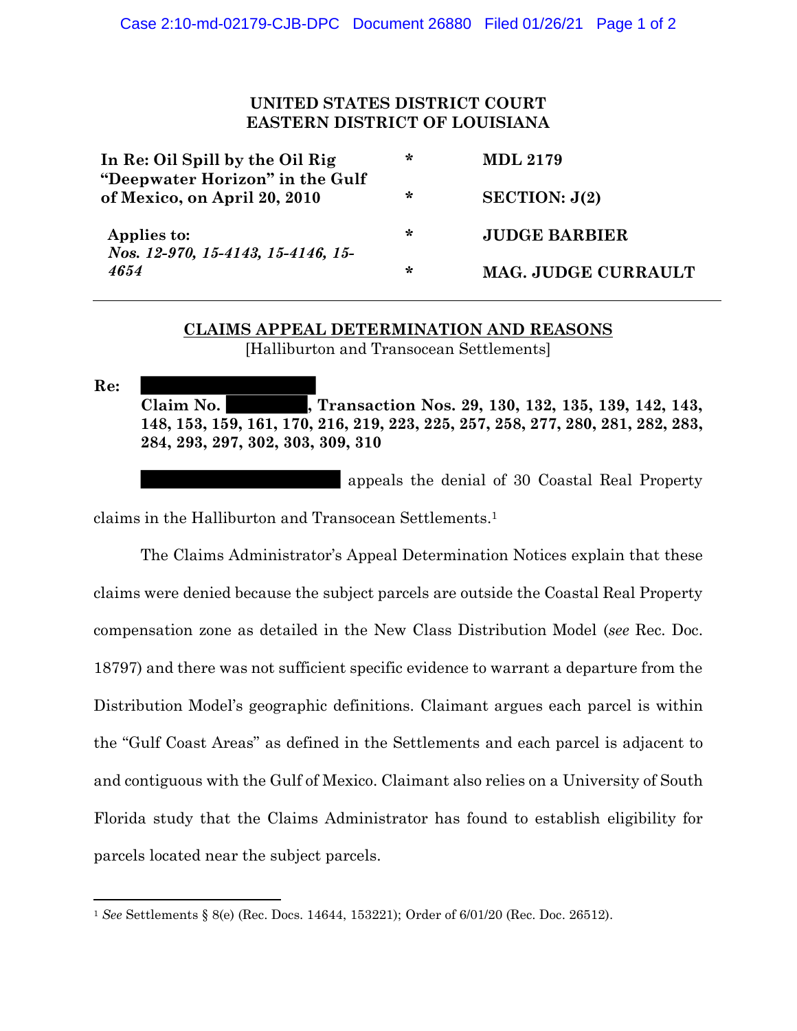**UNITED STATES DISTRICT COURT**
**EASTERN DISTRICT OF LOUISIANA**

| | | |
|---|---|---|
| **In Re: Oil Spill by the Oil Rig "Deepwater Horizon" in the Gulf of Mexico, on April 20, 2010** | * | **MDL 2179** |
| | * | **SECTION: J(2)** |
| **Applies to:** *Nos. 12-970, 15-4143, 15-4146, 15-4654* | * | **JUDGE BARBIER** |
| | * | **MAG. JUDGE CURRAULT** |

---

**CLAIMS APPEAL DETERMINATION AND REASONS**
[Halliburton and Transocean Settlements]

**Re:** ████████████
**Claim No. ████████, Transaction Nos. 29, 130, 132, 135, 139, 142, 143, 148, 153, 159, 161, 170, 216, 219, 223, 225, 257, 258, 277, 280, 281, 282, 283, 284, 293, 297, 302, 303, 309, 310**

████████████████ appeals the denial of 30 Coastal Real Property claims in the Halliburton and Transocean Settlements.[1]

The Claims Administrator's Appeal Determination Notices explain that these claims were denied because the subject parcels are outside the Coastal Real Property compensation zone as detailed in the New Class Distribution Model (*see* Rec. Doc. 18797) and there was not sufficient specific evidence to warrant a departure from the Distribution Model's geographic definitions. Claimant argues each parcel is within the "Gulf Coast Areas" as defined in the Settlements and each parcel is adjacent to and contiguous with the Gulf of Mexico. Claimant also relies on a University of South Florida study that the Claims Administrator has found to establish eligibility for parcels located near the subject parcels.

---

[1] *See* Settlements § 8(e) (Rec. Docs. 14644, 153221); Order of 6/01/20 (Rec. Doc. 26512).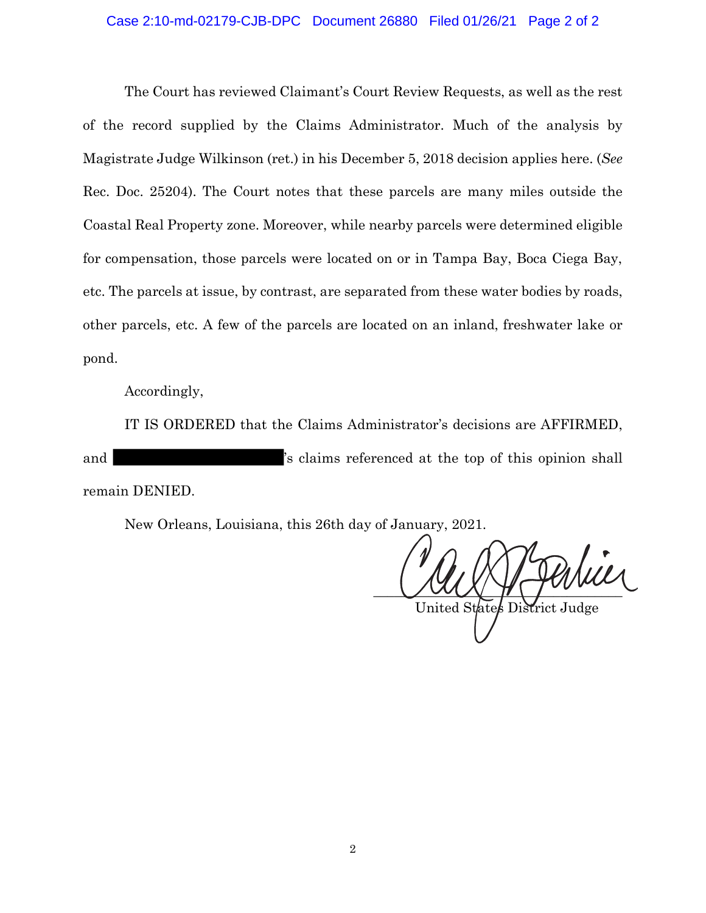The Court has reviewed Claimant's Court Review Requests, as well as the rest of the record supplied by the Claims Administrator. Much of the analysis by Magistrate Judge Wilkinson (ret.) in his December 5, 2018 decision applies here. (*See* Rec. Doc. 25204). The Court notes that these parcels are many miles outside the Coastal Real Property zone. Moreover, while nearby parcels were determined eligible for compensation, those parcels were located on or in Tampa Bay, Boca Ciega Bay, etc. The parcels at issue, by contrast, are separated from these water bodies by roads, other parcels, etc. A few of the parcels are located on an inland, freshwater lake or pond.

Accordingly,

IT IS ORDERED that the Claims Administrator's decisions are AFFIRMED, and ██████████████████'s claims referenced at the top of this opinion shall remain DENIED.

New Orleans, Louisiana, this 26th day of January, 2021.

United States District Judge